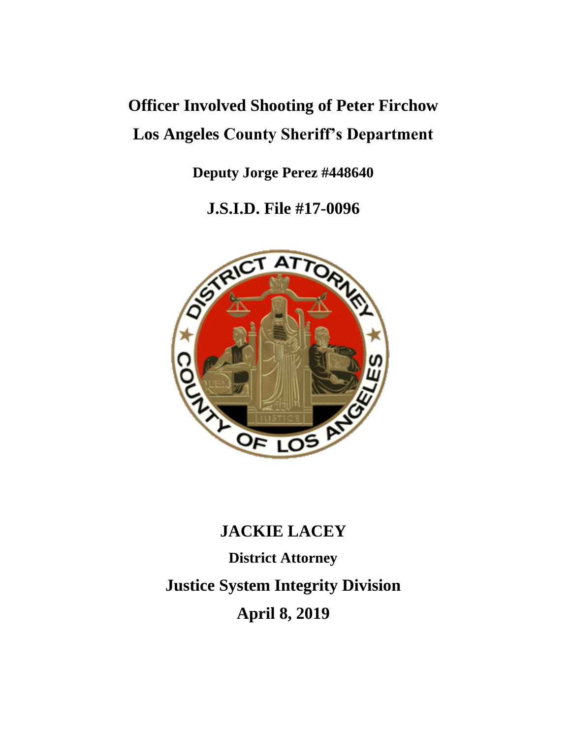# Officer Involved Shooting of Peter Firchow

# Los Angeles County Sheriff's Department

**Deputy Jorge Perez #448640**

**J.S.I.D. File #17-0096**

**JACKIE LACEY**

**District Attorney**

**Justice System Integrity Division**

**April 8, 2019**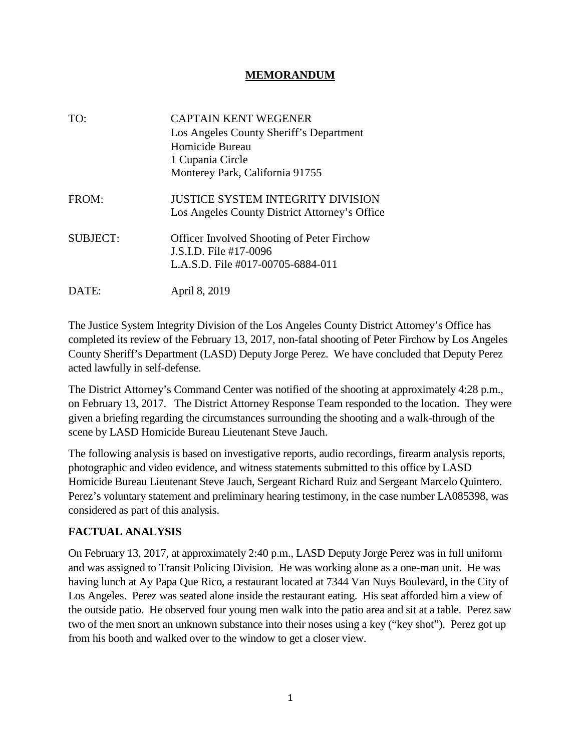**MEMORANDUM**

| | |
|---|---|
| TO: | CAPTAIN KENT WEGENER<br>Los Angeles County Sheriff's Department<br>Homicide Bureau<br>1 Cupania Circle<br>Monterey Park, California 91755 |
| FROM: | JUSTICE SYSTEM INTEGRITY DIVISION<br>Los Angeles County District Attorney's Office |
| SUBJECT: | Officer Involved Shooting of Peter Firchow<br>J.S.I.D. File #17-0096<br>L.A.S.D. File #017-00705-6884-011 |
| DATE: | April 8, 2019 |

The Justice System Integrity Division of the Los Angeles County District Attorney's Office has completed its review of the February 13, 2017, non-fatal shooting of Peter Firchow by Los Angeles County Sheriff's Department (LASD) Deputy Jorge Perez. We have concluded that Deputy Perez acted lawfully in self-defense.

The District Attorney's Command Center was notified of the shooting at approximately 4:28 p.m., on February 13, 2017. The District Attorney Response Team responded to the location. They were given a briefing regarding the circumstances surrounding the shooting and a walk-through of the scene by LASD Homicide Bureau Lieutenant Steve Jauch.

The following analysis is based on investigative reports, audio recordings, firearm analysis reports, photographic and video evidence, and witness statements submitted to this office by LASD Homicide Bureau Lieutenant Steve Jauch, Sergeant Richard Ruiz and Sergeant Marcelo Quintero. Perez's voluntary statement and preliminary hearing testimony, in the case number LA085398, was considered as part of this analysis.

## FACTUAL ANALYSIS

On February 13, 2017, at approximately 2:40 p.m., LASD Deputy Jorge Perez was in full uniform and was assigned to Transit Policing Division. He was working alone as a one-man unit. He was having lunch at Ay Papa Que Rico, a restaurant located at 7344 Van Nuys Boulevard, in the City of Los Angeles. Perez was seated alone inside the restaurant eating. His seat afforded him a view of the outside patio. He observed four young men walk into the patio area and sit at a table. Perez saw two of the men snort an unknown substance into their noses using a key ("key shot"). Perez got up from his booth and walked over to the window to get a closer view.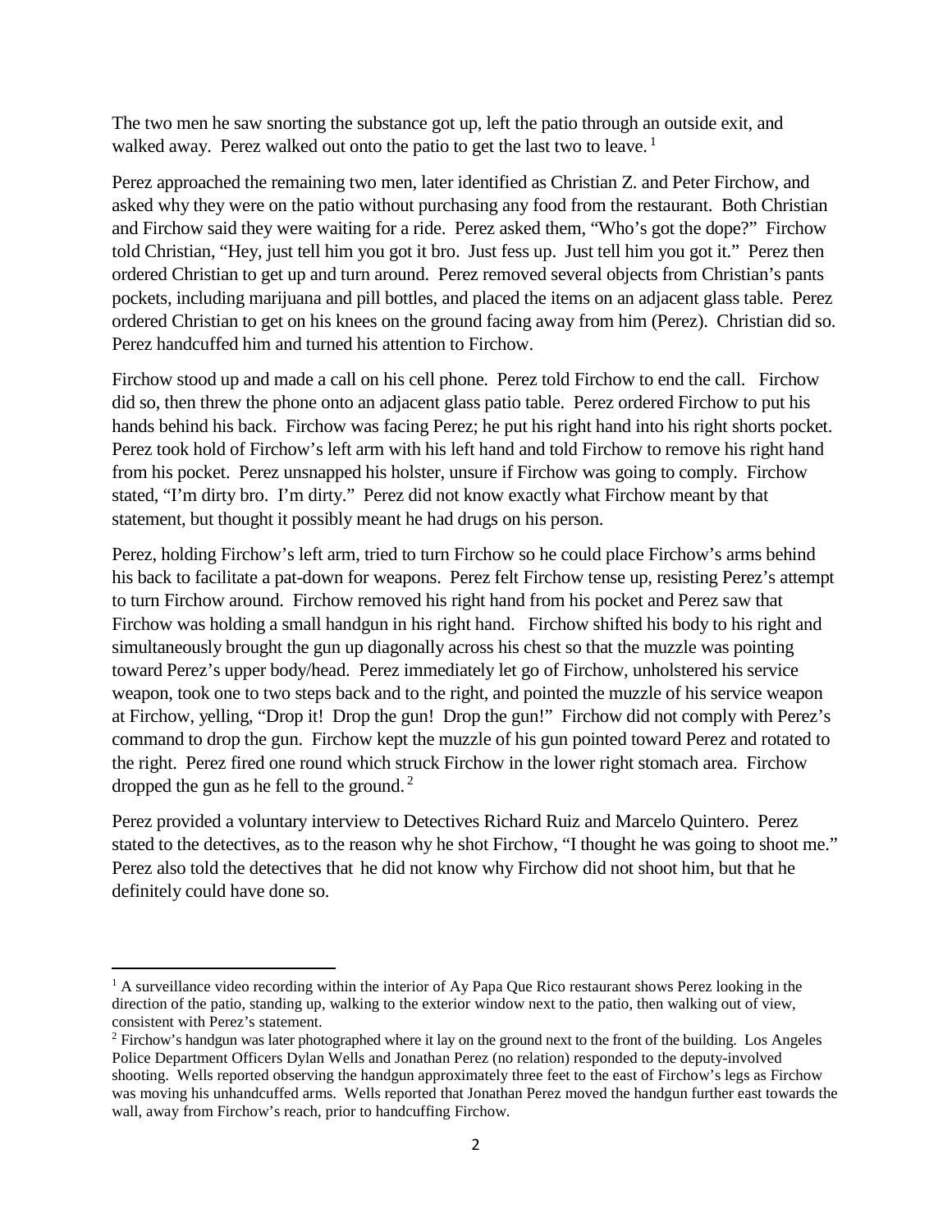The two men he saw snorting the substance got up, left the patio through an outside exit, and walked away. Perez walked out onto the patio to get the last two to leave.[1]

Perez approached the remaining two men, later identified as Christian Z. and Peter Firchow, and asked why they were on the patio without purchasing any food from the restaurant. Both Christian and Firchow said they were waiting for a ride. Perez asked them, "Who's got the dope?" Firchow told Christian, "Hey, just tell him you got it bro. Just fess up. Just tell him you got it." Perez then ordered Christian to get up and turn around. Perez removed several objects from Christian's pants pockets, including marijuana and pill bottles, and placed the items on an adjacent glass table. Perez ordered Christian to get on his knees on the ground facing away from him (Perez). Christian did so. Perez handcuffed him and turned his attention to Firchow.

Firchow stood up and made a call on his cell phone. Perez told Firchow to end the call. Firchow did so, then threw the phone onto an adjacent glass patio table. Perez ordered Firchow to put his hands behind his back. Firchow was facing Perez; he put his right hand into his right shorts pocket. Perez took hold of Firchow's left arm with his left hand and told Firchow to remove his right hand from his pocket. Perez unsnapped his holster, unsure if Firchow was going to comply. Firchow stated, "I'm dirty bro. I'm dirty." Perez did not know exactly what Firchow meant by that statement, but thought it possibly meant he had drugs on his person.

Perez, holding Firchow's left arm, tried to turn Firchow so he could place Firchow's arms behind his back to facilitate a pat-down for weapons. Perez felt Firchow tense up, resisting Perez's attempt to turn Firchow around. Firchow removed his right hand from his pocket and Perez saw that Firchow was holding a small handgun in his right hand. Firchow shifted his body to his right and simultaneously brought the gun up diagonally across his chest so that the muzzle was pointing toward Perez's upper body/head. Perez immediately let go of Firchow, unholstered his service weapon, took one to two steps back and to the right, and pointed the muzzle of his service weapon at Firchow, yelling, "Drop it! Drop the gun! Drop the gun!" Firchow did not comply with Perez's command to drop the gun. Firchow kept the muzzle of his gun pointed toward Perez and rotated to the right. Perez fired one round which struck Firchow in the lower right stomach area. Firchow dropped the gun as he fell to the ground.[2]

Perez provided a voluntary interview to Detectives Richard Ruiz and Marcelo Quintero. Perez stated to the detectives, as to the reason why he shot Firchow, "I thought he was going to shoot me." Perez also told the detectives that he did not know why Firchow did not shoot him, but that he definitely could have done so.

---

[1] A surveillance video recording within the interior of Ay Papa Que Rico restaurant shows Perez looking in the direction of the patio, standing up, walking to the exterior window next to the patio, then walking out of view, consistent with Perez's statement.

[2] Firchow's handgun was later photographed where it lay on the ground next to the front of the building. Los Angeles Police Department Officers Dylan Wells and Jonathan Perez (no relation) responded to the deputy-involved shooting. Wells reported observing the handgun approximately three feet to the east of Firchow's legs as Firchow was moving his unhandcuffed arms. Wells reported that Jonathan Perez moved the handgun further east towards the wall, away from Firchow's reach, prior to handcuffing Firchow.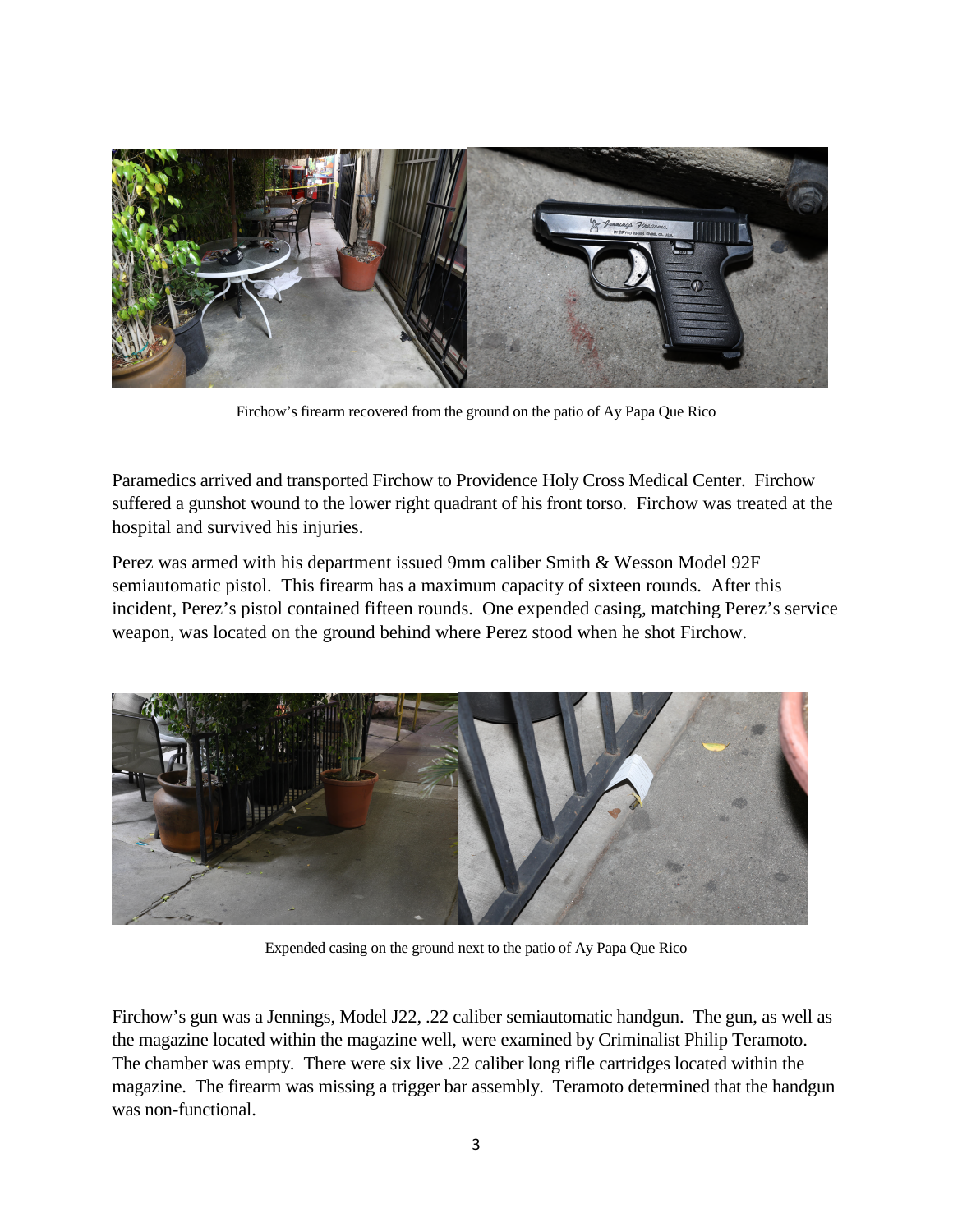Firchow's firearm recovered from the ground on the patio of Ay Papa Que Rico

Paramedics arrived and transported Firchow to Providence Holy Cross Medical Center. Firchow suffered a gunshot wound to the lower right quadrant of his front torso. Firchow was treated at the hospital and survived his injuries.

Perez was armed with his department issued 9mm caliber Smith & Wesson Model 92F semiautomatic pistol. This firearm has a maximum capacity of sixteen rounds. After this incident, Perez's pistol contained fifteen rounds. One expended casing, matching Perez's service weapon, was located on the ground behind where Perez stood when he shot Firchow.

Expended casing on the ground next to the patio of Ay Papa Que Rico

Firchow's gun was a Jennings, Model J22, .22 caliber semiautomatic handgun. The gun, as well as the magazine located within the magazine well, were examined by Criminalist Philip Teramoto. The chamber was empty. There were six live .22 caliber long rifle cartridges located within the magazine. The firearm was missing a trigger bar assembly. Teramoto determined that the handgun was non-functional.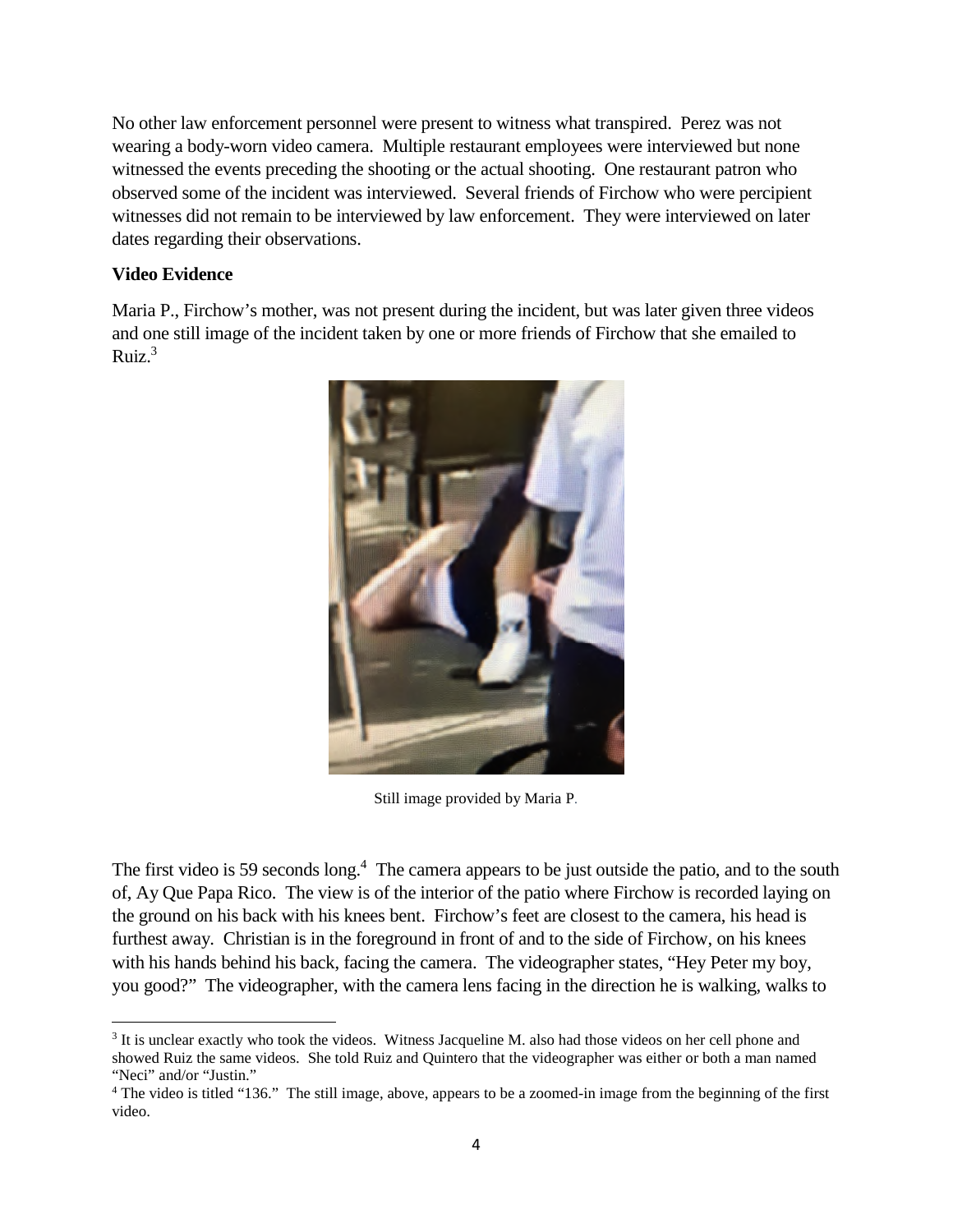No other law enforcement personnel were present to witness what transpired. Perez was not wearing a body-worn video camera. Multiple restaurant employees were interviewed but none witnessed the events preceding the shooting or the actual shooting. One restaurant patron who observed some of the incident was interviewed. Several friends of Firchow who were percipient witnesses did not remain to be interviewed by law enforcement. They were interviewed on later dates regarding their observations.

**Video Evidence**

Maria P., Firchow's mother, was not present during the incident, but was later given three videos and one still image of the incident taken by one or more friends of Firchow that she emailed to Ruiz.[3]

Still image provided by Maria P.

The first video is 59 seconds long.[4] The camera appears to be just outside the patio, and to the south of, Ay Que Papa Rico. The view is of the interior of the patio where Firchow is recorded laying on the ground on his back with his knees bent. Firchow's feet are closest to the camera, his head is furthest away. Christian is in the foreground in front of and to the side of Firchow, on his knees with his hands behind his back, facing the camera. The videographer states, "Hey Peter my boy, you good?" The videographer, with the camera lens facing in the direction he is walking, walks to

[3] It is unclear exactly who took the videos. Witness Jacqueline M. also had those videos on her cell phone and showed Ruiz the same videos. She told Ruiz and Quintero that the videographer was either or both a man named "Neci" and/or "Justin."

[4] The video is titled "136." The still image, above, appears to be a zoomed-in image from the beginning of the first video.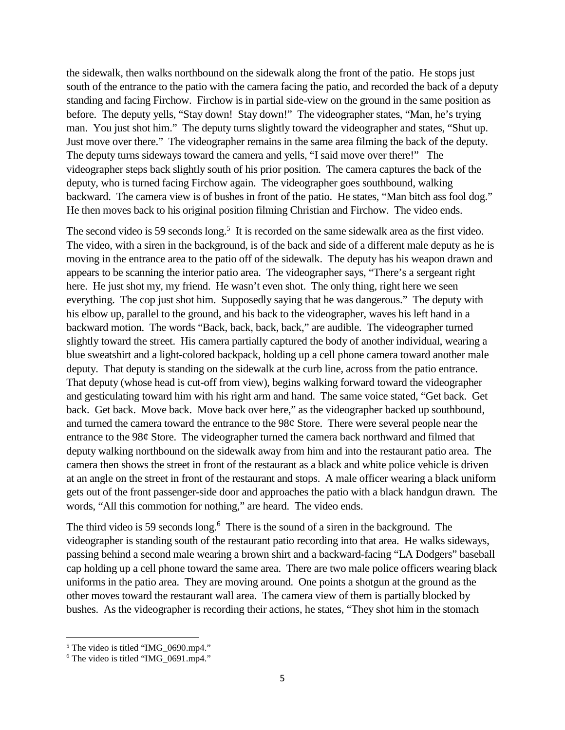the sidewalk, then walks northbound on the sidewalk along the front of the patio. He stops just south of the entrance to the patio with the camera facing the patio, and recorded the back of a deputy standing and facing Firchow. Firchow is in partial side-view on the ground in the same position as before. The deputy yells, "Stay down! Stay down!" The videographer states, "Man, he's trying man. You just shot him." The deputy turns slightly toward the videographer and states, "Shut up. Just move over there." The videographer remains in the same area filming the back of the deputy. The deputy turns sideways toward the camera and yells, "I said move over there!" The videographer steps back slightly south of his prior position. The camera captures the back of the deputy, who is turned facing Firchow again. The videographer goes southbound, walking backward. The camera view is of bushes in front of the patio. He states, "Man bitch ass fool dog." He then moves back to his original position filming Christian and Firchow. The video ends.

The second video is 59 seconds long.[5] It is recorded on the same sidewalk area as the first video. The video, with a siren in the background, is of the back and side of a different male deputy as he is moving in the entrance area to the patio off of the sidewalk. The deputy has his weapon drawn and appears to be scanning the interior patio area. The videographer says, "There's a sergeant right here. He just shot my, my friend. He wasn't even shot. The only thing, right here we seen everything. The cop just shot him. Supposedly saying that he was dangerous." The deputy with his elbow up, parallel to the ground, and his back to the videographer, waves his left hand in a backward motion. The words "Back, back, back, back," are audible. The videographer turned slightly toward the street. His camera partially captured the body of another individual, wearing a blue sweatshirt and a light-colored backpack, holding up a cell phone camera toward another male deputy. That deputy is standing on the sidewalk at the curb line, across from the patio entrance. That deputy (whose head is cut-off from view), begins walking forward toward the videographer and gesticulating toward him with his right arm and hand. The same voice stated, "Get back. Get back. Get back. Move back. Move back over here," as the videographer backed up southbound, and turned the camera toward the entrance to the 98¢ Store. There were several people near the entrance to the 98¢ Store. The videographer turned the camera back northward and filmed that deputy walking northbound on the sidewalk away from him and into the restaurant patio area. The camera then shows the street in front of the restaurant as a black and white police vehicle is driven at an angle on the street in front of the restaurant and stops. A male officer wearing a black uniform gets out of the front passenger-side door and approaches the patio with a black handgun drawn. The words, "All this commotion for nothing," are heard. The video ends.

The third video is 59 seconds long.[6] There is the sound of a siren in the background. The videographer is standing south of the restaurant patio recording into that area. He walks sideways, passing behind a second male wearing a brown shirt and a backward-facing "LA Dodgers" baseball cap holding up a cell phone toward the same area. There are two male police officers wearing black uniforms in the patio area. They are moving around. One points a shotgun at the ground as the other moves toward the restaurant wall area. The camera view of them is partially blocked by bushes. As the videographer is recording their actions, he states, "They shot him in the stomach

[5] The video is titled "IMG_0690.mp4."

[6] The video is titled "IMG_0691.mp4."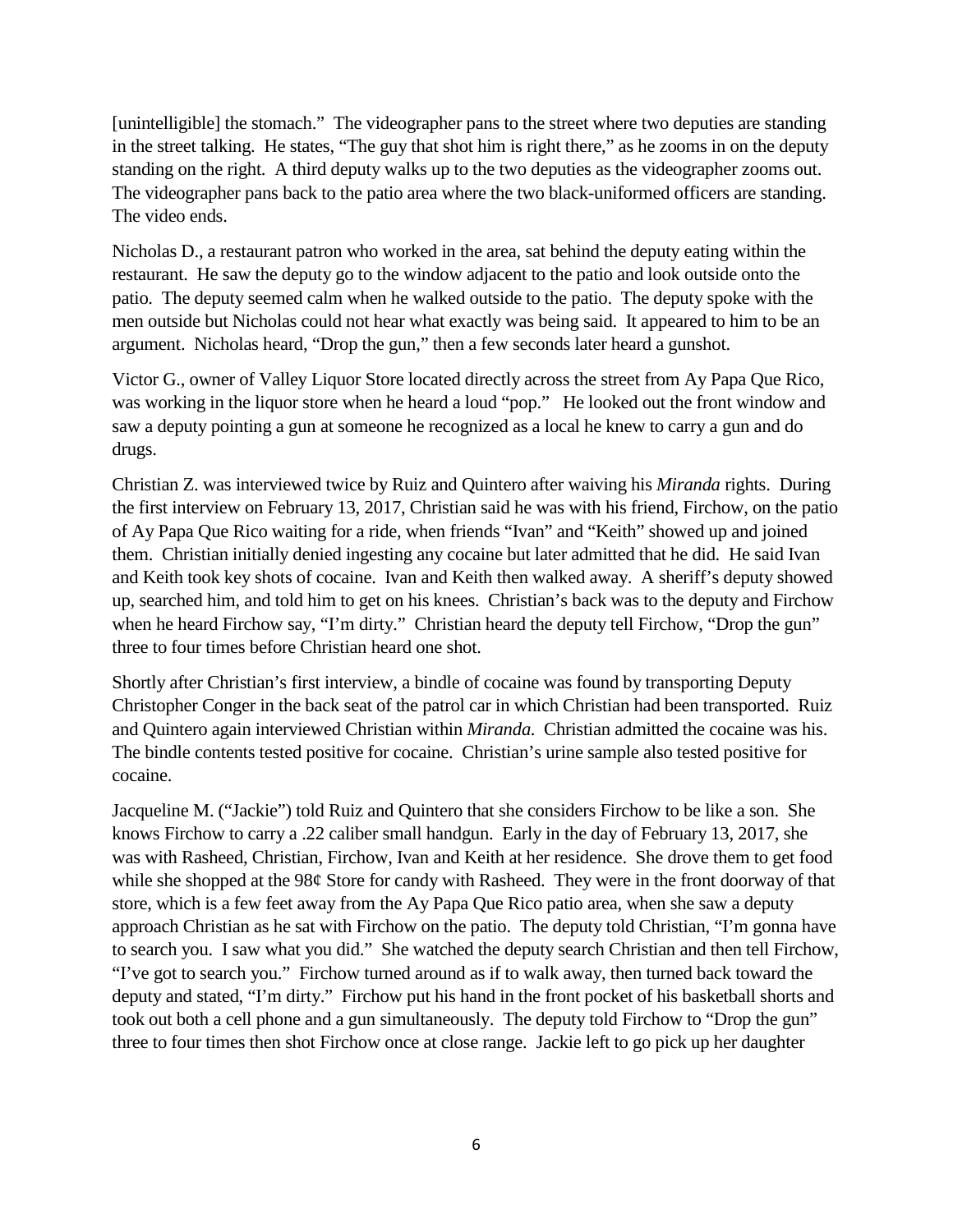[unintelligible] the stomach." The videographer pans to the street where two deputies are standing in the street talking. He states, "The guy that shot him is right there," as he zooms in on the deputy standing on the right. A third deputy walks up to the two deputies as the videographer zooms out. The videographer pans back to the patio area where the two black-uniformed officers are standing. The video ends.

Nicholas D., a restaurant patron who worked in the area, sat behind the deputy eating within the restaurant. He saw the deputy go to the window adjacent to the patio and look outside onto the patio. The deputy seemed calm when he walked outside to the patio. The deputy spoke with the men outside but Nicholas could not hear what exactly was being said. It appeared to him to be an argument. Nicholas heard, "Drop the gun," then a few seconds later heard a gunshot.

Victor G., owner of Valley Liquor Store located directly across the street from Ay Papa Que Rico, was working in the liquor store when he heard a loud "pop." He looked out the front window and saw a deputy pointing a gun at someone he recognized as a local he knew to carry a gun and do drugs.

Christian Z. was interviewed twice by Ruiz and Quintero after waiving his *Miranda* rights. During the first interview on February 13, 2017, Christian said he was with his friend, Firchow, on the patio of Ay Papa Que Rico waiting for a ride, when friends "Ivan" and "Keith" showed up and joined them. Christian initially denied ingesting any cocaine but later admitted that he did. He said Ivan and Keith took key shots of cocaine. Ivan and Keith then walked away. A sheriff's deputy showed up, searched him, and told him to get on his knees. Christian's back was to the deputy and Firchow when he heard Firchow say, "I'm dirty." Christian heard the deputy tell Firchow, "Drop the gun" three to four times before Christian heard one shot.

Shortly after Christian's first interview, a bindle of cocaine was found by transporting Deputy Christopher Conger in the back seat of the patrol car in which Christian had been transported. Ruiz and Quintero again interviewed Christian within *Miranda*. Christian admitted the cocaine was his. The bindle contents tested positive for cocaine. Christian's urine sample also tested positive for cocaine.

Jacqueline M. ("Jackie") told Ruiz and Quintero that she considers Firchow to be like a son. She knows Firchow to carry a .22 caliber small handgun. Early in the day of February 13, 2017, she was with Rasheed, Christian, Firchow, Ivan and Keith at her residence. She drove them to get food while she shopped at the 98¢ Store for candy with Rasheed. They were in the front doorway of that store, which is a few feet away from the Ay Papa Que Rico patio area, when she saw a deputy approach Christian as he sat with Firchow on the patio. The deputy told Christian, "I'm gonna have to search you. I saw what you did." She watched the deputy search Christian and then tell Firchow, "I've got to search you." Firchow turned around as if to walk away, then turned back toward the deputy and stated, "I'm dirty." Firchow put his hand in the front pocket of his basketball shorts and took out both a cell phone and a gun simultaneously. The deputy told Firchow to "Drop the gun" three to four times then shot Firchow once at close range. Jackie left to go pick up her daughter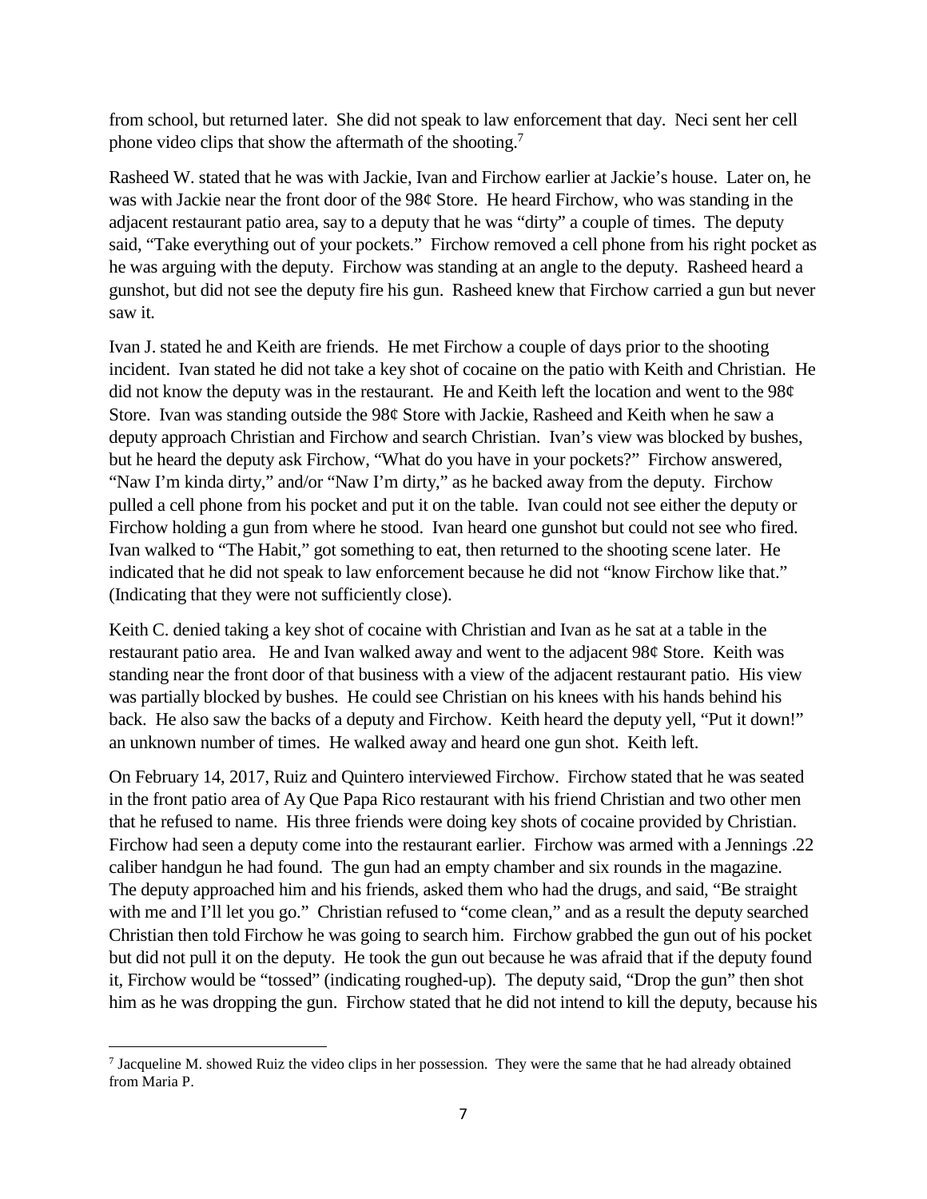from school, but returned later. She did not speak to law enforcement that day. Neci sent her cell phone video clips that show the aftermath of the shooting.[7]

Rasheed W. stated that he was with Jackie, Ivan and Firchow earlier at Jackie's house. Later on, he was with Jackie near the front door of the 98¢ Store. He heard Firchow, who was standing in the adjacent restaurant patio area, say to a deputy that he was "dirty" a couple of times. The deputy said, "Take everything out of your pockets." Firchow removed a cell phone from his right pocket as he was arguing with the deputy. Firchow was standing at an angle to the deputy. Rasheed heard a gunshot, but did not see the deputy fire his gun. Rasheed knew that Firchow carried a gun but never saw it.

Ivan J. stated he and Keith are friends. He met Firchow a couple of days prior to the shooting incident. Ivan stated he did not take a key shot of cocaine on the patio with Keith and Christian. He did not know the deputy was in the restaurant. He and Keith left the location and went to the 98¢ Store. Ivan was standing outside the 98¢ Store with Jackie, Rasheed and Keith when he saw a deputy approach Christian and Firchow and search Christian. Ivan's view was blocked by bushes, but he heard the deputy ask Firchow, "What do you have in your pockets?" Firchow answered, "Naw I'm kinda dirty," and/or "Naw I'm dirty," as he backed away from the deputy. Firchow pulled a cell phone from his pocket and put it on the table. Ivan could not see either the deputy or Firchow holding a gun from where he stood. Ivan heard one gunshot but could not see who fired. Ivan walked to "The Habit," got something to eat, then returned to the shooting scene later. He indicated that he did not speak to law enforcement because he did not "know Firchow like that." (Indicating that they were not sufficiently close).

Keith C. denied taking a key shot of cocaine with Christian and Ivan as he sat at a table in the restaurant patio area. He and Ivan walked away and went to the adjacent 98¢ Store. Keith was standing near the front door of that business with a view of the adjacent restaurant patio. His view was partially blocked by bushes. He could see Christian on his knees with his hands behind his back. He also saw the backs of a deputy and Firchow. Keith heard the deputy yell, "Put it down!" an unknown number of times. He walked away and heard one gun shot. Keith left.

On February 14, 2017, Ruiz and Quintero interviewed Firchow. Firchow stated that he was seated in the front patio area of Ay Que Papa Rico restaurant with his friend Christian and two other men that he refused to name. His three friends were doing key shots of cocaine provided by Christian. Firchow had seen a deputy come into the restaurant earlier. Firchow was armed with a Jennings .22 caliber handgun he had found. The gun had an empty chamber and six rounds in the magazine. The deputy approached him and his friends, asked them who had the drugs, and said, "Be straight with me and I'll let you go." Christian refused to "come clean," and as a result the deputy searched Christian then told Firchow he was going to search him. Firchow grabbed the gun out of his pocket but did not pull it on the deputy. He took the gun out because he was afraid that if the deputy found it, Firchow would be "tossed" (indicating roughed-up). The deputy said, "Drop the gun" then shot him as he was dropping the gun. Firchow stated that he did not intend to kill the deputy, because his

[7] Jacqueline M. showed Ruiz the video clips in her possession. They were the same that he had already obtained from Maria P.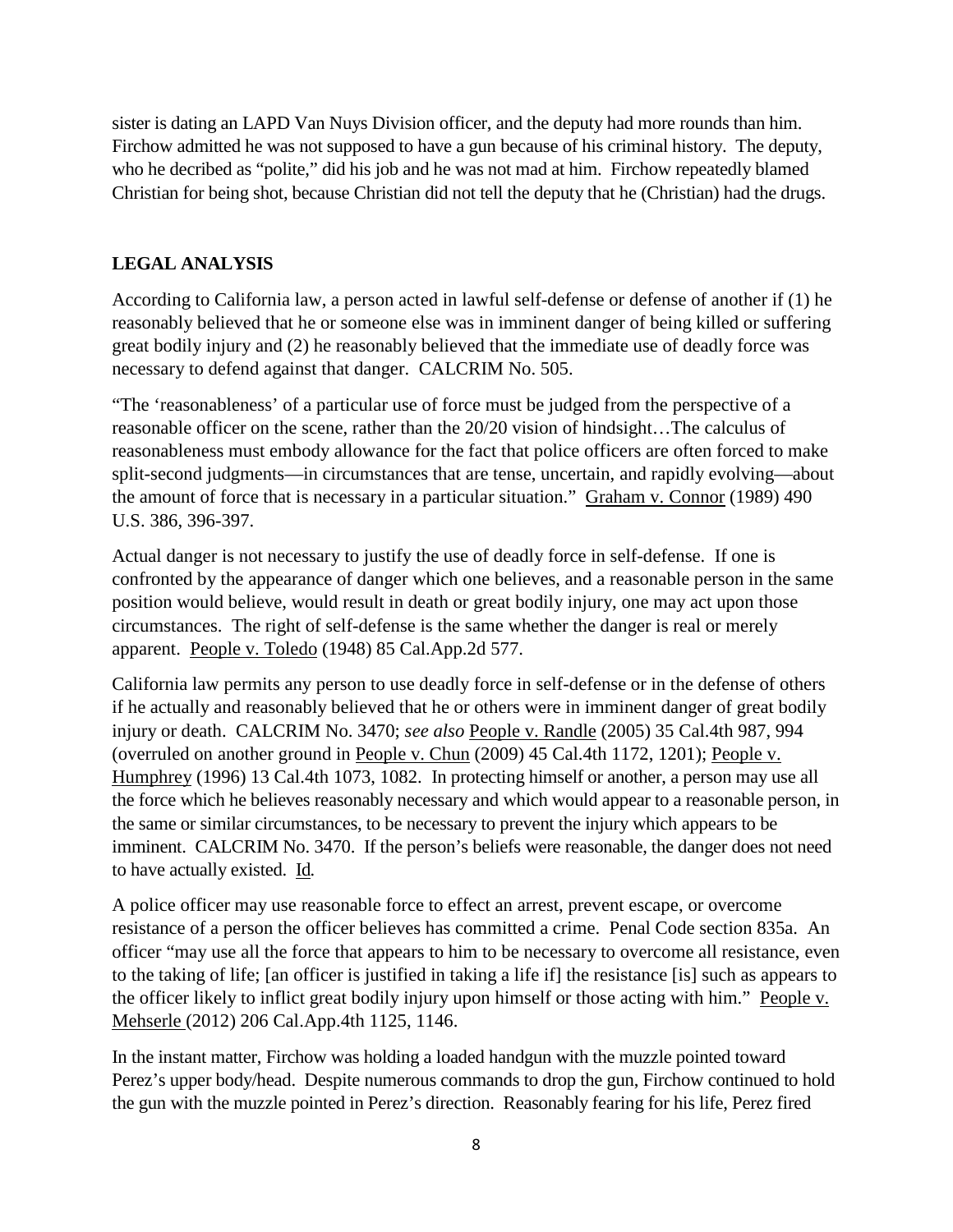sister is dating an LAPD Van Nuys Division officer, and the deputy had more rounds than him. Firchow admitted he was not supposed to have a gun because of his criminal history. The deputy, who he decribed as "polite," did his job and he was not mad at him. Firchow repeatedly blamed Christian for being shot, because Christian did not tell the deputy that he (Christian) had the drugs.

## LEGAL ANALYSIS

According to California law, a person acted in lawful self-defense or defense of another if (1) he reasonably believed that he or someone else was in imminent danger of being killed or suffering great bodily injury and (2) he reasonably believed that the immediate use of deadly force was necessary to defend against that danger. CALCRIM No. 505.

"The 'reasonableness' of a particular use of force must be judged from the perspective of a reasonable officer on the scene, rather than the 20/20 vision of hindsight…The calculus of reasonableness must embody allowance for the fact that police officers are often forced to make split-second judgments—in circumstances that are tense, uncertain, and rapidly evolving—about the amount of force that is necessary in a particular situation." Graham v. Connor (1989) 490 U.S. 386, 396-397.

Actual danger is not necessary to justify the use of deadly force in self-defense. If one is confronted by the appearance of danger which one believes, and a reasonable person in the same position would believe, would result in death or great bodily injury, one may act upon those circumstances. The right of self-defense is the same whether the danger is real or merely apparent. People v. Toledo (1948) 85 Cal.App.2d 577.

California law permits any person to use deadly force in self-defense or in the defense of others if he actually and reasonably believed that he or others were in imminent danger of great bodily injury or death. CALCRIM No. 3470; *see also* People v. Randle (2005) 35 Cal.4th 987, 994 (overruled on another ground in People v. Chun (2009) 45 Cal.4th 1172, 1201); People v. Humphrey (1996) 13 Cal.4th 1073, 1082. In protecting himself or another, a person may use all the force which he believes reasonably necessary and which would appear to a reasonable person, in the same or similar circumstances, to be necessary to prevent the injury which appears to be imminent. CALCRIM No. 3470. If the person's beliefs were reasonable, the danger does not need to have actually existed. Id.

A police officer may use reasonable force to effect an arrest, prevent escape, or overcome resistance of a person the officer believes has committed a crime. Penal Code section 835a. An officer "may use all the force that appears to him to be necessary to overcome all resistance, even to the taking of life; [an officer is justified in taking a life if] the resistance [is] such as appears to the officer likely to inflict great bodily injury upon himself or those acting with him." People v. Mehserle (2012) 206 Cal.App.4th 1125, 1146.

In the instant matter, Firchow was holding a loaded handgun with the muzzle pointed toward Perez's upper body/head. Despite numerous commands to drop the gun, Firchow continued to hold the gun with the muzzle pointed in Perez's direction. Reasonably fearing for his life, Perez fired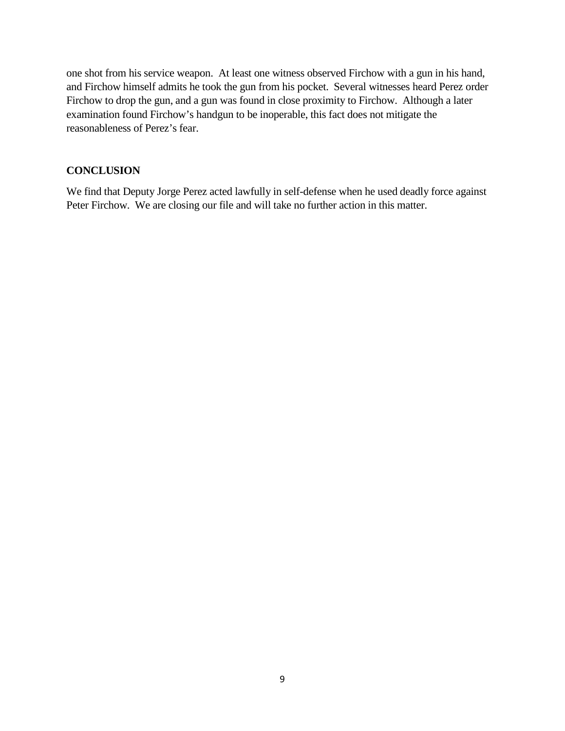one shot from his service weapon. At least one witness observed Firchow with a gun in his hand, and Firchow himself admits he took the gun from his pocket. Several witnesses heard Perez order Firchow to drop the gun, and a gun was found in close proximity to Firchow. Although a later examination found Firchow's handgun to be inoperable, this fact does not mitigate the reasonableness of Perez's fear.

## CONCLUSION

We find that Deputy Jorge Perez acted lawfully in self-defense when he used deadly force against Peter Firchow. We are closing our file and will take no further action in this matter.